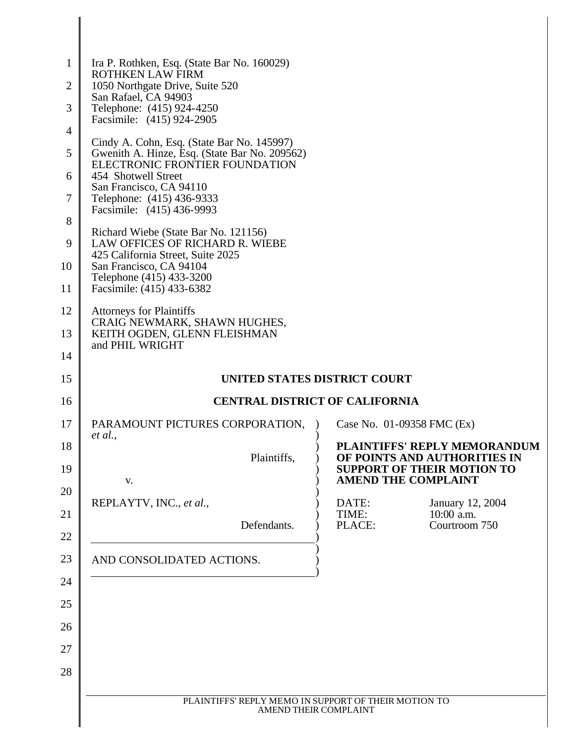Ira P. Rothken, Esq. (State Bar No. 160029)
ROTHKEN LAW FIRM
1050 Northgate Drive, Suite 520
San Rafael, CA 94903
Telephone: (415) 924-4250
Facsimile: (415) 924-2905

Cindy A. Cohn, Esq. (State Bar No. 145997)
Gwenith A. Hinze, Esq. (State Bar No. 209562)
ELECTRONIC FRONTIER FOUNDATION
454 Shotwell Street
San Francisco, CA 94110
Telephone: (415) 436-9333
Facsimile: (415) 436-9993

Richard Wiebe (State Bar No. 121156)
LAW OFFICES OF RICHARD R. WIEBE
425 California Street, Suite 2025
San Francisco, CA 94104
Telephone (415) 433-3200
Facsimile: (415) 433-6382

Attorneys for Plaintiffs
CRAIG NEWMARK, SHAWN HUGHES,
KEITH OGDEN, GLENN FLEISHMAN
and PHIL WRIGHT

**UNITED STATES DISTRICT COURT**

**CENTRAL DISTRICT OF CALIFORNIA**

PARAMOUNT PICTURES CORPORATION, *et al.*,

Plaintiffs,

v.

REPLAYTV, INC., *et al.*,

Defendants.

AND CONSOLIDATED ACTIONS.

Case No. 01-09358 FMC (Ex)

**PLAINTIFFS' REPLY MEMORANDUM OF POINTS AND AUTHORITIES IN SUPPORT OF THEIR MOTION TO AMEND THE COMPLAINT**

DATE: January 12, 2004
TIME: 10:00 a.m.
PLACE: Courtroom 750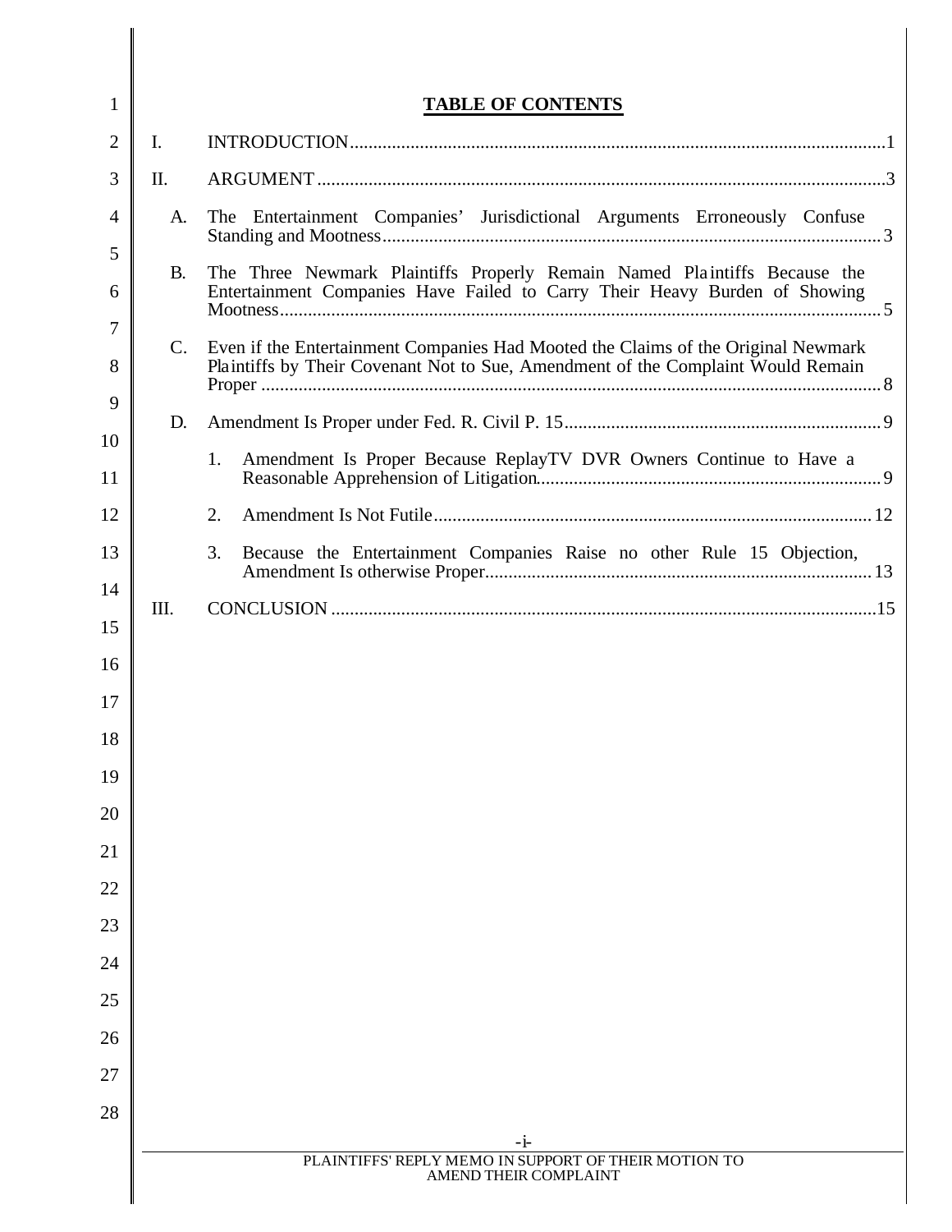# TABLE OF CONTENTS

I. INTRODUCTION....1

II. ARGUMENT....3

- A. The Entertainment Companies' Jurisdictional Arguments Erroneously Confuse Standing and Mootness....3
- B. The Three Newmark Plaintiffs Properly Remain Named Plaintiffs Because the Entertainment Companies Have Failed to Carry Their Heavy Burden of Showing Mootness....5
- C. Even if the Entertainment Companies Had Mooted the Claims of the Original Newmark Plaintiffs by Their Covenant Not to Sue, Amendment of the Complaint Would Remain Proper....8
- D. Amendment Is Proper under Fed. R. Civil P. 15....9
  1. Amendment Is Proper Because ReplayTV DVR Owners Continue to Have a Reasonable Apprehension of Litigation....9
  2. Amendment Is Not Futile....12
  3. Because the Entertainment Companies Raise no other Rule 15 Objection, Amendment Is otherwise Proper....13

III. CONCLUSION....15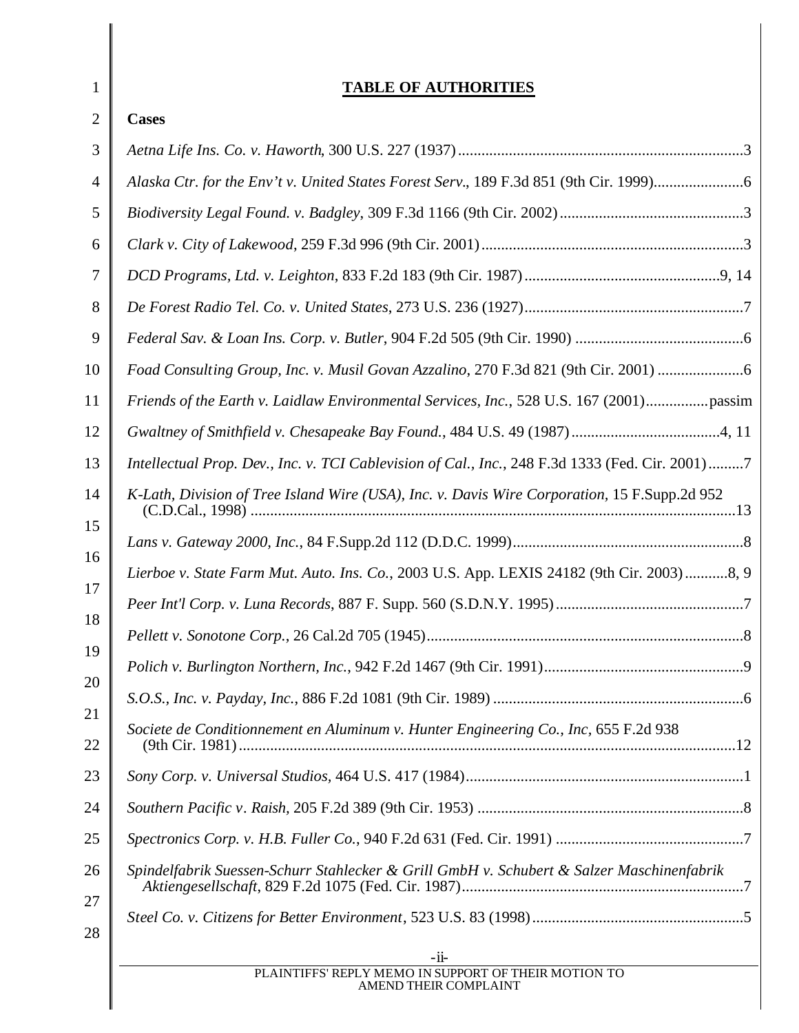## TABLE OF AUTHORITIES

**Cases**

*Aetna Life Ins. Co. v. Haworth*, 300 U.S. 227 (1937).........................................................................3

*Alaska Ctr. for the Env't v. United States Forest Serv.*, 189 F.3d 851 (9th Cir. 1999).......................6

*Biodiversity Legal Found. v. Badgley*, 309 F.3d 1166 (9th Cir. 2002)...............................................3

*Clark v. City of Lakewood*, 259 F.3d 996 (9th Cir. 2001)...................................................................3

*DCD Programs, Ltd. v. Leighton*, 833 F.2d 183 (9th Cir. 1987)..................................................9, 14

*De Forest Radio Tel. Co. v. United States*, 273 U.S. 236 (1927)........................................................7

*Federal Sav. & Loan Ins. Corp. v. Butler*, 904 F.2d 505 (9th Cir. 1990) ...........................................6

*Foad Consulting Group, Inc. v. Musil Govan Azzalino*, 270 F.3d 821 (9th Cir. 2001) ......................6

*Friends of the Earth v. Laidlaw Environmental Services, Inc.*, 528 U.S. 167 (2001)................passim

*Gwaltney of Smithfield v. Chesapeake Bay Found.*, 484 U.S. 49 (1987).....................................4, 11

*Intellectual Prop. Dev., Inc. v. TCI Cablevision of Cal., Inc.*, 248 F.3d 1333 (Fed. Cir. 2001).........7

*K-Lath, Division of Tree Island Wire (USA), Inc. v. Davis Wire Corporation*, 15 F.Supp.2d 952 (C.D.Cal., 1998) ...........................................................................................................................13

*Lans v. Gateway 2000, Inc.*, 84 F.Supp.2d 112 (D.D.C. 1999)...........................................................8

*Lierboe v. State Farm Mut. Auto. Ins. Co.*, 2003 U.S. App. LEXIS 24182 (9th Cir. 2003)...........8, 9

*Peer Int'l Corp. v. Luna Records*, 887 F. Supp. 560 (S.D.N.Y. 1995)................................................7

*Pellett v. Sonotone Corp.*, 26 Cal.2d 705 (1945)..................................................................................8

*Polich v. Burlington Northern, Inc.*, 942 F.2d 1467 (9th Cir. 1991)...................................................9

*S.O.S., Inc. v. Payday, Inc.*, 886 F.2d 1081 (9th Cir. 1989) ................................................................6

*Societe de Conditionnement en Aluminum v. Hunter Engineering Co., Inc*, 655 F.2d 938 (9th Cir. 1981).............................................................................................................................12

*Sony Corp. v. Universal Studios*, 464 U.S. 417 (1984).......................................................................1

*Southern Pacific v. Raish*, 205 F.2d 389 (9th Cir. 1953) ....................................................................8

*Spectronics Corp. v. H.B. Fuller Co.*, 940 F.2d 631 (Fed. Cir. 1991) ................................................7

*Spindelfabrik Suessen-Schurr Stahlecker & Grill GmbH v. Schubert & Salzer Maschinenfabrik Aktiengesellschaft*, 829 F.2d 1075 (Fed. Cir. 1987).........................................................................7

*Steel Co. v. Citizens for Better Environment*, 523 U.S. 83 (1998).....................................................5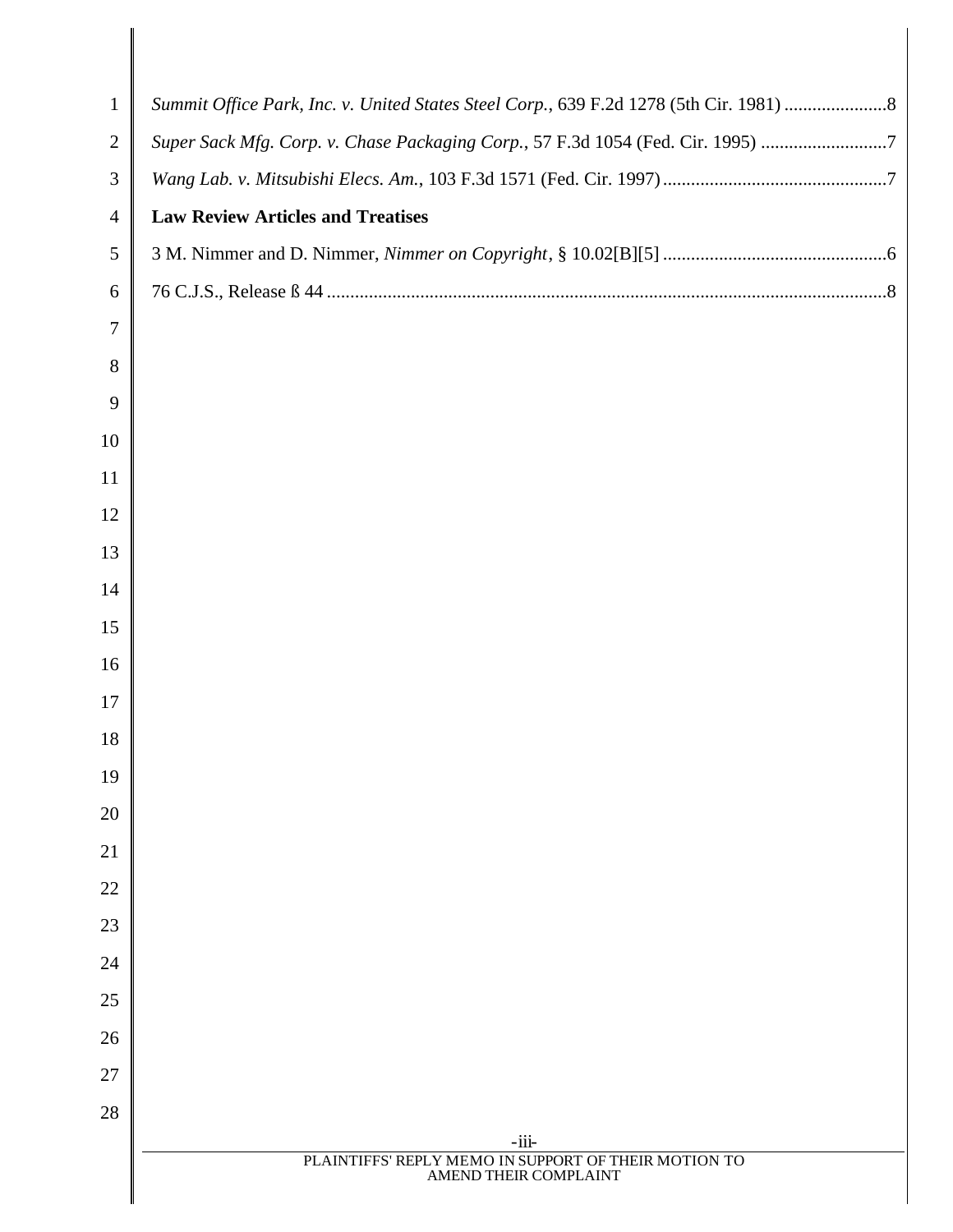*Summit Office Park, Inc. v. United States Steel Corp.*, 639 F.2d 1278 (5th Cir. 1981) ......................8

*Super Sack Mfg. Corp. v. Chase Packaging Corp.*, 57 F.3d 1054 (Fed. Cir. 1995) ...........................7

*Wang Lab. v. Mitsubishi Elecs. Am.*, 103 F.3d 1571 (Fed. Cir. 1997)................................................7

**Law Review Articles and Treatises**

3 M. Nimmer and D. Nimmer, *Nimmer on Copyright*, § 10.02[B][5] ................................................6

76 C.J.S., Release ß 44 ........................................................................................................................8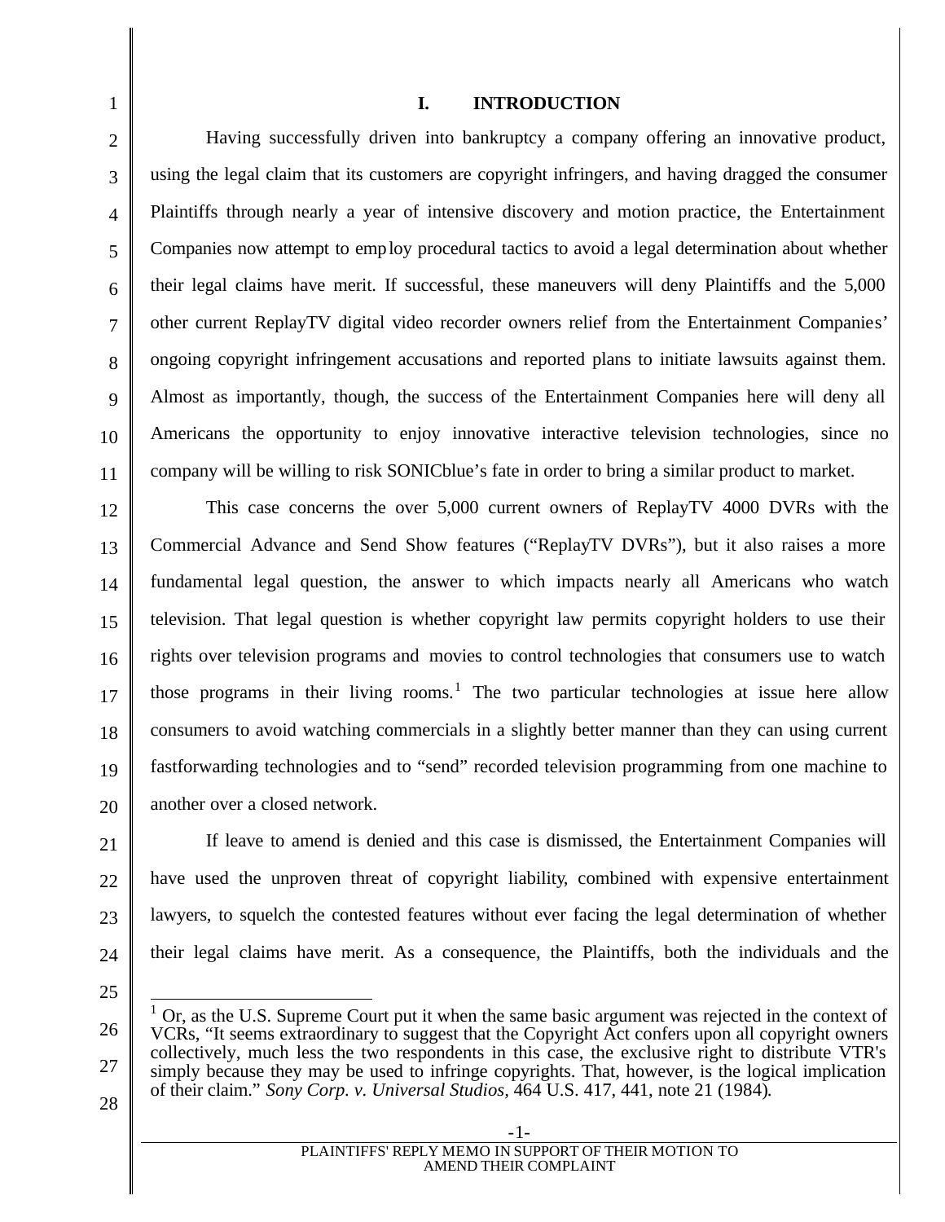## I. INTRODUCTION

Having successfully driven into bankruptcy a company offering an innovative product, using the legal claim that its customers are copyright infringers, and having dragged the consumer Plaintiffs through nearly a year of intensive discovery and motion practice, the Entertainment Companies now attempt to employ procedural tactics to avoid a legal determination about whether their legal claims have merit. If successful, these maneuvers will deny Plaintiffs and the 5,000 other current ReplayTV digital video recorder owners relief from the Entertainment Companies' ongoing copyright infringement accusations and reported plans to initiate lawsuits against them. Almost as importantly, though, the success of the Entertainment Companies here will deny all Americans the opportunity to enjoy innovative interactive television technologies, since no company will be willing to risk SONICblue's fate in order to bring a similar product to market.

This case concerns the over 5,000 current owners of ReplayTV 4000 DVRs with the Commercial Advance and Send Show features ("ReplayTV DVRs"), but it also raises a more fundamental legal question, the answer to which impacts nearly all Americans who watch television. That legal question is whether copyright law permits copyright holders to use their rights over television programs and movies to control technologies that consumers use to watch those programs in their living rooms.[1] The two particular technologies at issue here allow consumers to avoid watching commercials in a slightly better manner than they can using current fastforwarding technologies and to "send" recorded television programming from one machine to another over a closed network.

If leave to amend is denied and this case is dismissed, the Entertainment Companies will have used the unproven threat of copyright liability, combined with expensive entertainment lawyers, to squelch the contested features without ever facing the legal determination of whether their legal claims have merit. As a consequence, the Plaintiffs, both the individuals and the

---

[1] Or, as the U.S. Supreme Court put it when the same basic argument was rejected in the context of VCRs, "It seems extraordinary to suggest that the Copyright Act confers upon all copyright owners collectively, much less the two respondents in this case, the exclusive right to distribute VTR's simply because they may be used to infringe copyrights. That, however, is the logical implication of their claim." *Sony Corp. v. Universal Studios,* 464 U.S. 417, 441, note 21 (1984).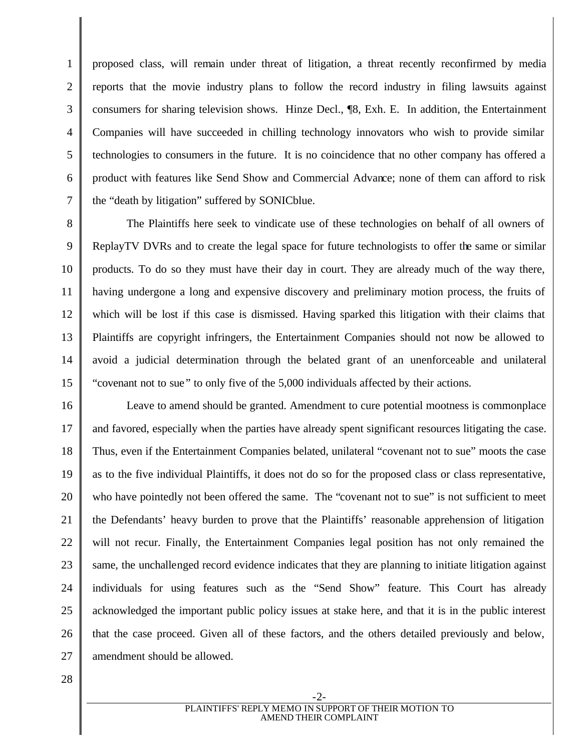proposed class, will remain under threat of litigation, a threat recently reconfirmed by media reports that the movie industry plans to follow the record industry in filing lawsuits against consumers for sharing television shows. Hinze Decl., ¶8, Exh. E. In addition, the Entertainment Companies will have succeeded in chilling technology innovators who wish to provide similar technologies to consumers in the future. It is no coincidence that no other company has offered a product with features like Send Show and Commercial Advance; none of them can afford to risk the "death by litigation" suffered by SONICblue.

The Plaintiffs here seek to vindicate use of these technologies on behalf of all owners of ReplayTV DVRs and to create the legal space for future technologists to offer the same or similar products. To do so they must have their day in court. They are already much of the way there, having undergone a long and expensive discovery and preliminary motion process, the fruits of which will be lost if this case is dismissed. Having sparked this litigation with their claims that Plaintiffs are copyright infringers, the Entertainment Companies should not now be allowed to avoid a judicial determination through the belated grant of an unenforceable and unilateral "covenant not to sue" to only five of the 5,000 individuals affected by their actions.

Leave to amend should be granted. Amendment to cure potential mootness is commonplace and favored, especially when the parties have already spent significant resources litigating the case. Thus, even if the Entertainment Companies belated, unilateral "covenant not to sue" moots the case as to the five individual Plaintiffs, it does not do so for the proposed class or class representative, who have pointedly not been offered the same. The "covenant not to sue" is not sufficient to meet the Defendants' heavy burden to prove that the Plaintiffs' reasonable apprehension of litigation will not recur. Finally, the Entertainment Companies legal position has not only remained the same, the unchallenged record evidence indicates that they are planning to initiate litigation against individuals for using features such as the "Send Show" feature. This Court has already acknowledged the important public policy issues at stake here, and that it is in the public interest that the case proceed. Given all of these factors, and the others detailed previously and below, amendment should be allowed.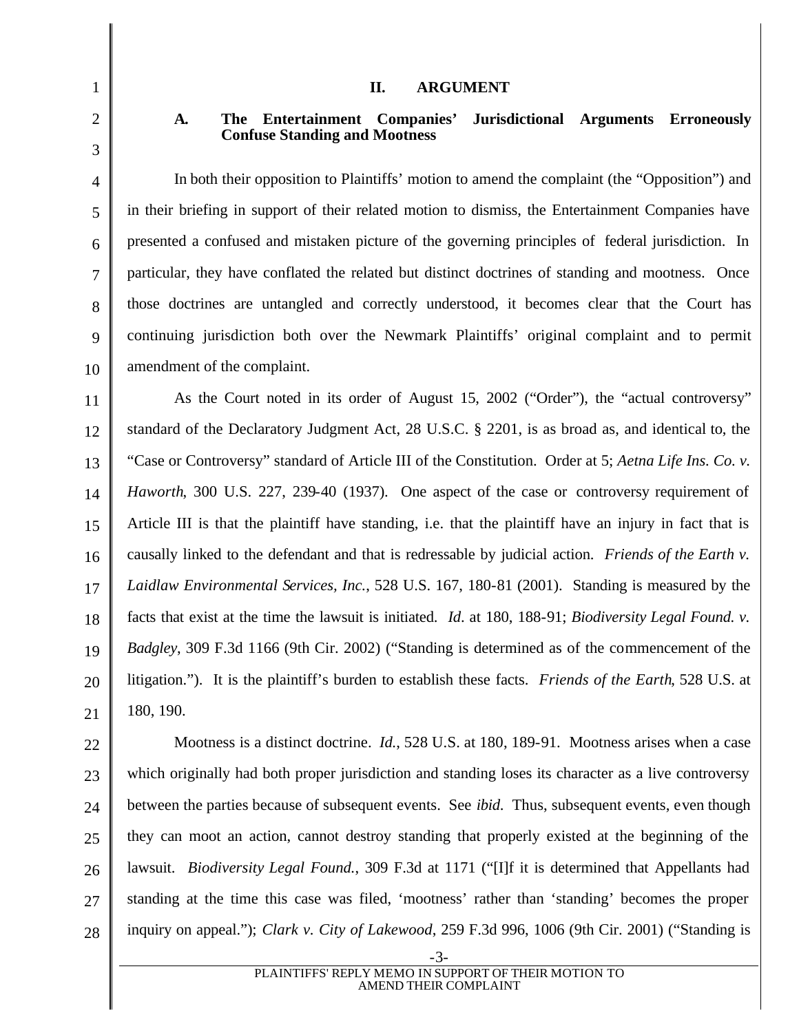## II. ARGUMENT

### A. The Entertainment Companies' Jurisdictional Arguments Erroneously Confuse Standing and Mootness

In both their opposition to Plaintiffs' motion to amend the complaint (the "Opposition") and in their briefing in support of their related motion to dismiss, the Entertainment Companies have presented a confused and mistaken picture of the governing principles of federal jurisdiction. In particular, they have conflated the related but distinct doctrines of standing and mootness. Once those doctrines are untangled and correctly understood, it becomes clear that the Court has continuing jurisdiction both over the Newmark Plaintiffs' original complaint and to permit amendment of the complaint.

As the Court noted in its order of August 15, 2002 ("Order"), the "actual controversy" standard of the Declaratory Judgment Act, 28 U.S.C. § 2201, is as broad as, and identical to, the "Case or Controversy" standard of Article III of the Constitution. Order at 5; *Aetna Life Ins. Co. v. Haworth*, 300 U.S. 227, 239-40 (1937). One aspect of the case or controversy requirement of Article III is that the plaintiff have standing, i.e. that the plaintiff have an injury in fact that is causally linked to the defendant and that is redressable by judicial action. *Friends of the Earth v. Laidlaw Environmental Services, Inc.*, 528 U.S. 167, 180-81 (2001). Standing is measured by the facts that exist at the time the lawsuit is initiated. *Id.* at 180, 188-91; *Biodiversity Legal Found. v. Badgley*, 309 F.3d 1166 (9th Cir. 2002) ("Standing is determined as of the commencement of the litigation."). It is the plaintiff's burden to establish these facts. *Friends of the Earth*, 528 U.S. at 180, 190.

Mootness is a distinct doctrine. *Id.*, 528 U.S. at 180, 189-91. Mootness arises when a case which originally had both proper jurisdiction and standing loses its character as a live controversy between the parties because of subsequent events. See *ibid.* Thus, subsequent events, even though they can moot an action, cannot destroy standing that properly existed at the beginning of the lawsuit. *Biodiversity Legal Found.*, 309 F.3d at 1171 ("[I]f it is determined that Appellants had standing at the time this case was filed, 'mootness' rather than 'standing' becomes the proper inquiry on appeal."); *Clark v. City of Lakewood*, 259 F.3d 996, 1006 (9th Cir. 2001) ("Standing is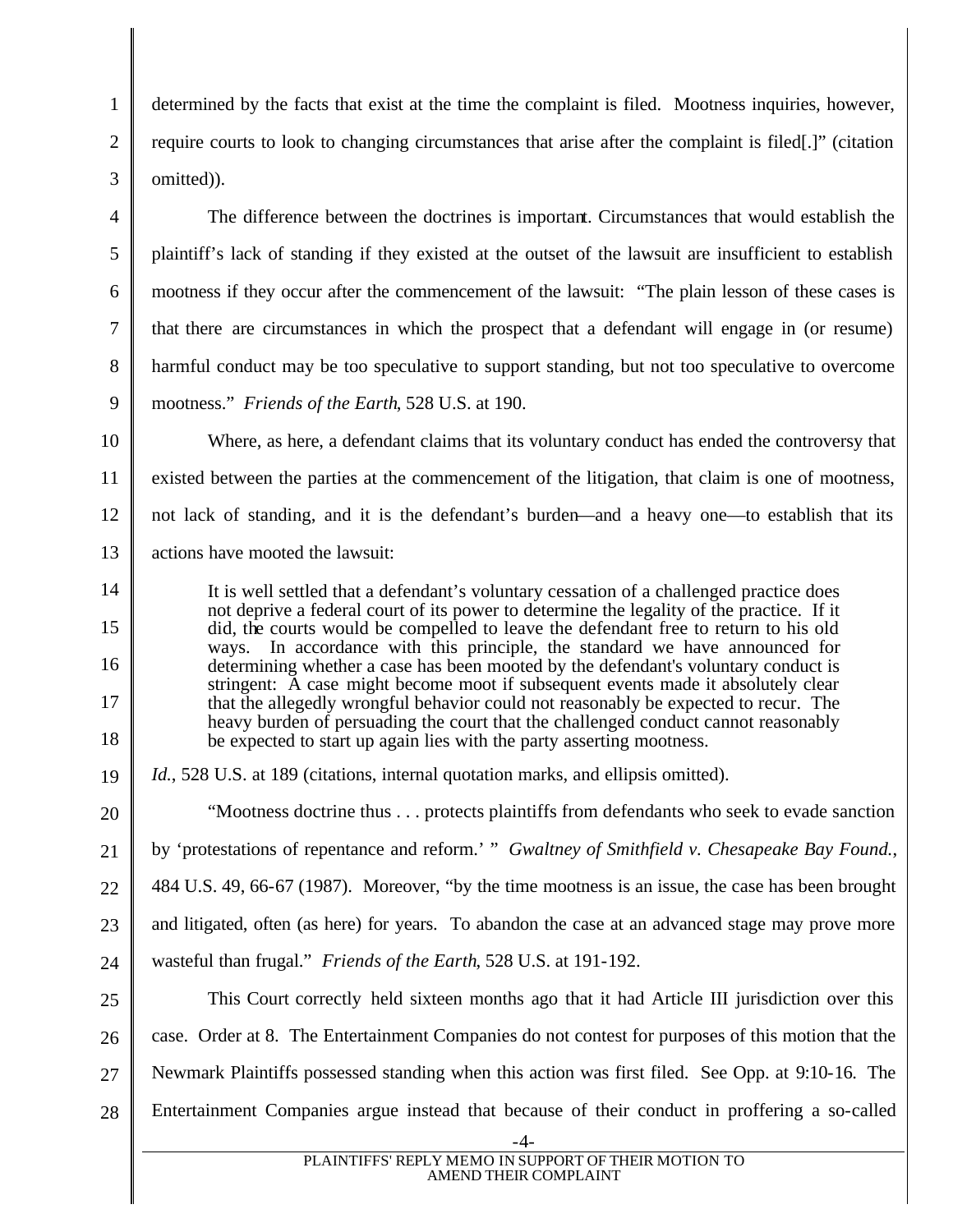determined by the facts that exist at the time the complaint is filed. Mootness inquiries, however, require courts to look to changing circumstances that arise after the complaint is filed[.]" (citation omitted)).

The difference between the doctrines is important. Circumstances that would establish the plaintiff's lack of standing if they existed at the outset of the lawsuit are insufficient to establish mootness if they occur after the commencement of the lawsuit: "The plain lesson of these cases is that there are circumstances in which the prospect that a defendant will engage in (or resume) harmful conduct may be too speculative to support standing, but not too speculative to overcome mootness." *Friends of the Earth*, 528 U.S. at 190.

Where, as here, a defendant claims that its voluntary conduct has ended the controversy that existed between the parties at the commencement of the litigation, that claim is one of mootness, not lack of standing, and it is the defendant's burden—and a heavy one—to establish that its actions have mooted the lawsuit:

> It is well settled that a defendant's voluntary cessation of a challenged practice does not deprive a federal court of its power to determine the legality of the practice. If it did, the courts would be compelled to leave the defendant free to return to his old ways. In accordance with this principle, the standard we have announced for determining whether a case has been mooted by the defendant's voluntary conduct is stringent: A case might become moot if subsequent events made it absolutely clear that the allegedly wrongful behavior could not reasonably be expected to recur. The heavy burden of persuading the court that the challenged conduct cannot reasonably be expected to start up again lies with the party asserting mootness.

*Id.*, 528 U.S. at 189 (citations, internal quotation marks, and ellipsis omitted).

"Mootness doctrine thus . . . protects plaintiffs from defendants who seek to evade sanction by 'protestations of repentance and reform.' " *Gwaltney of Smithfield v. Chesapeake Bay Found.*, 484 U.S. 49, 66-67 (1987). Moreover, "by the time mootness is an issue, the case has been brought and litigated, often (as here) for years. To abandon the case at an advanced stage may prove more wasteful than frugal." *Friends of the Earth*, 528 U.S. at 191-192.

This Court correctly held sixteen months ago that it had Article III jurisdiction over this case. Order at 8. The Entertainment Companies do not contest for purposes of this motion that the Newmark Plaintiffs possessed standing when this action was first filed. See Opp. at 9:10-16. The Entertainment Companies argue instead that because of their conduct in proffering a so-called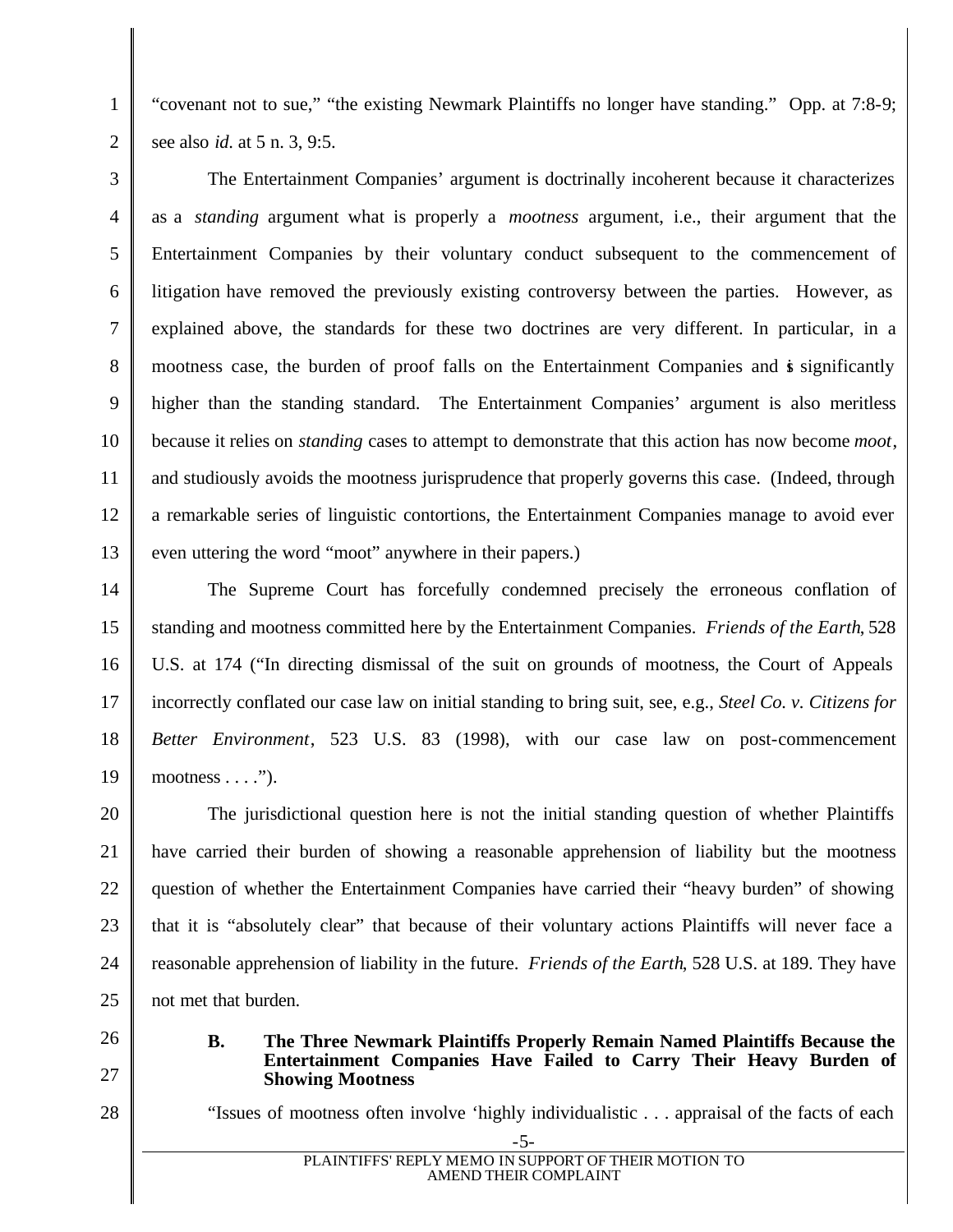"covenant not to sue," "the existing Newmark Plaintiffs no longer have standing." Opp. at 7:8-9; see also *id.* at 5 n. 3, 9:5.

The Entertainment Companies' argument is doctrinally incoherent because it characterizes as a *standing* argument what is properly a *mootness* argument, i.e., their argument that the Entertainment Companies by their voluntary conduct subsequent to the commencement of litigation have removed the previously existing controversy between the parties. However, as explained above, the standards for these two doctrines are very different. In particular, in a mootness case, the burden of proof falls on the Entertainment Companies and is significantly higher than the standing standard. The Entertainment Companies' argument is also meritless because it relies on *standing* cases to attempt to demonstrate that this action has now become *moot*, and studiously avoids the mootness jurisprudence that properly governs this case. (Indeed, through a remarkable series of linguistic contortions, the Entertainment Companies manage to avoid ever even uttering the word "moot" anywhere in their papers.)

The Supreme Court has forcefully condemned precisely the erroneous conflation of standing and mootness committed here by the Entertainment Companies. *Friends of the Earth*, 528 U.S. at 174 ("In directing dismissal of the suit on grounds of mootness, the Court of Appeals incorrectly conflated our case law on initial standing to bring suit, see, e.g., *Steel Co. v. Citizens for Better Environment*, 523 U.S. 83 (1998), with our case law on post-commencement mootness . . . .").

The jurisdictional question here is not the initial standing question of whether Plaintiffs have carried their burden of showing a reasonable apprehension of liability but the mootness question of whether the Entertainment Companies have carried their "heavy burden" of showing that it is "absolutely clear" that because of their voluntary actions Plaintiffs will never face a reasonable apprehension of liability in the future. *Friends of the Earth*, 528 U.S. at 189. They have not met that burden.

### B. The Three Newmark Plaintiffs Properly Remain Named Plaintiffs Because the Entertainment Companies Have Failed to Carry Their Heavy Burden of Showing Mootness

"Issues of mootness often involve 'highly individualistic . . . appraisal of the facts of each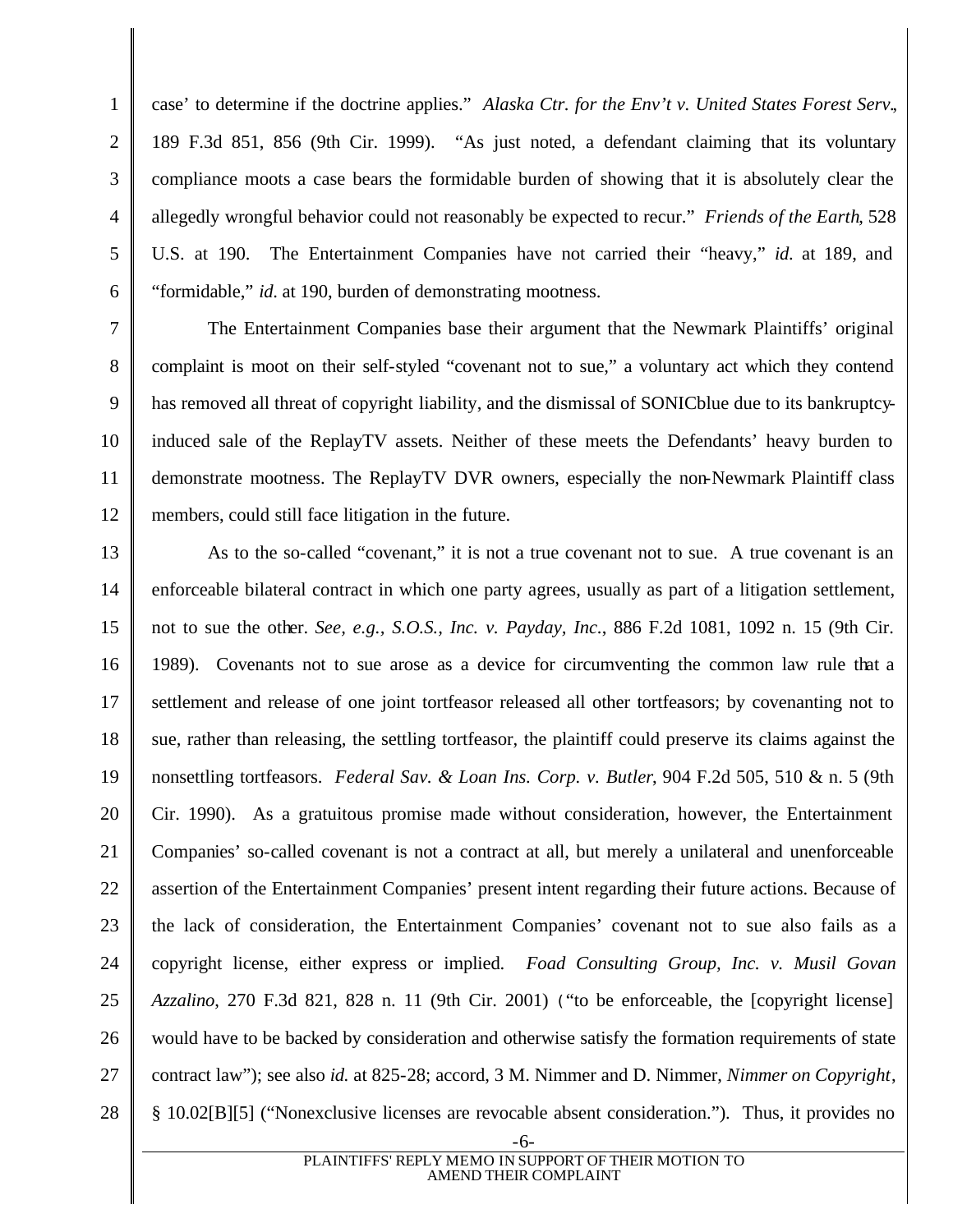case' to determine if the doctrine applies." *Alaska Ctr. for the Env't v. United States Forest Serv.*, 189 F.3d 851, 856 (9th Cir. 1999). "As just noted, a defendant claiming that its voluntary compliance moots a case bears the formidable burden of showing that it is absolutely clear the allegedly wrongful behavior could not reasonably be expected to recur." *Friends of the Earth*, 528 U.S. at 190. The Entertainment Companies have not carried their "heavy," *id.* at 189, and "formidable," *id.* at 190, burden of demonstrating mootness.

The Entertainment Companies base their argument that the Newmark Plaintiffs' original complaint is moot on their self-styled "covenant not to sue," a voluntary act which they contend has removed all threat of copyright liability, and the dismissal of SONICblue due to its bankruptcy-induced sale of the ReplayTV assets. Neither of these meets the Defendants' heavy burden to demonstrate mootness. The ReplayTV DVR owners, especially the non-Newmark Plaintiff class members, could still face litigation in the future.

As to the so-called "covenant," it is not a true covenant not to sue. A true covenant is an enforceable bilateral contract in which one party agrees, usually as part of a litigation settlement, not to sue the other. *See, e.g., S.O.S., Inc. v. Payday, Inc.*, 886 F.2d 1081, 1092 n. 15 (9th Cir. 1989). Covenants not to sue arose as a device for circumventing the common law rule that a settlement and release of one joint tortfeasor released all other tortfeasors; by covenanting not to sue, rather than releasing, the settling tortfeasor, the plaintiff could preserve its claims against the nonsettling tortfeasors. *Federal Sav. & Loan Ins. Corp. v. Butler*, 904 F.2d 505, 510 & n. 5 (9th Cir. 1990). As a gratuitous promise made without consideration, however, the Entertainment Companies' so-called covenant is not a contract at all, but merely a unilateral and unenforceable assertion of the Entertainment Companies' present intent regarding their future actions. Because of the lack of consideration, the Entertainment Companies' covenant not to sue also fails as a copyright license, either express or implied. *Foad Consulting Group, Inc. v. Musil Govan Azzalino*, 270 F.3d 821, 828 n. 11 (9th Cir. 2001) ("to be enforceable, the [copyright license] would have to be backed by consideration and otherwise satisfy the formation requirements of state contract law"); see also *id.* at 825-28; accord, 3 M. Nimmer and D. Nimmer, *Nimmer on Copyright*, § 10.02[B][5] ("Nonexclusive licenses are revocable absent consideration."). Thus, it provides no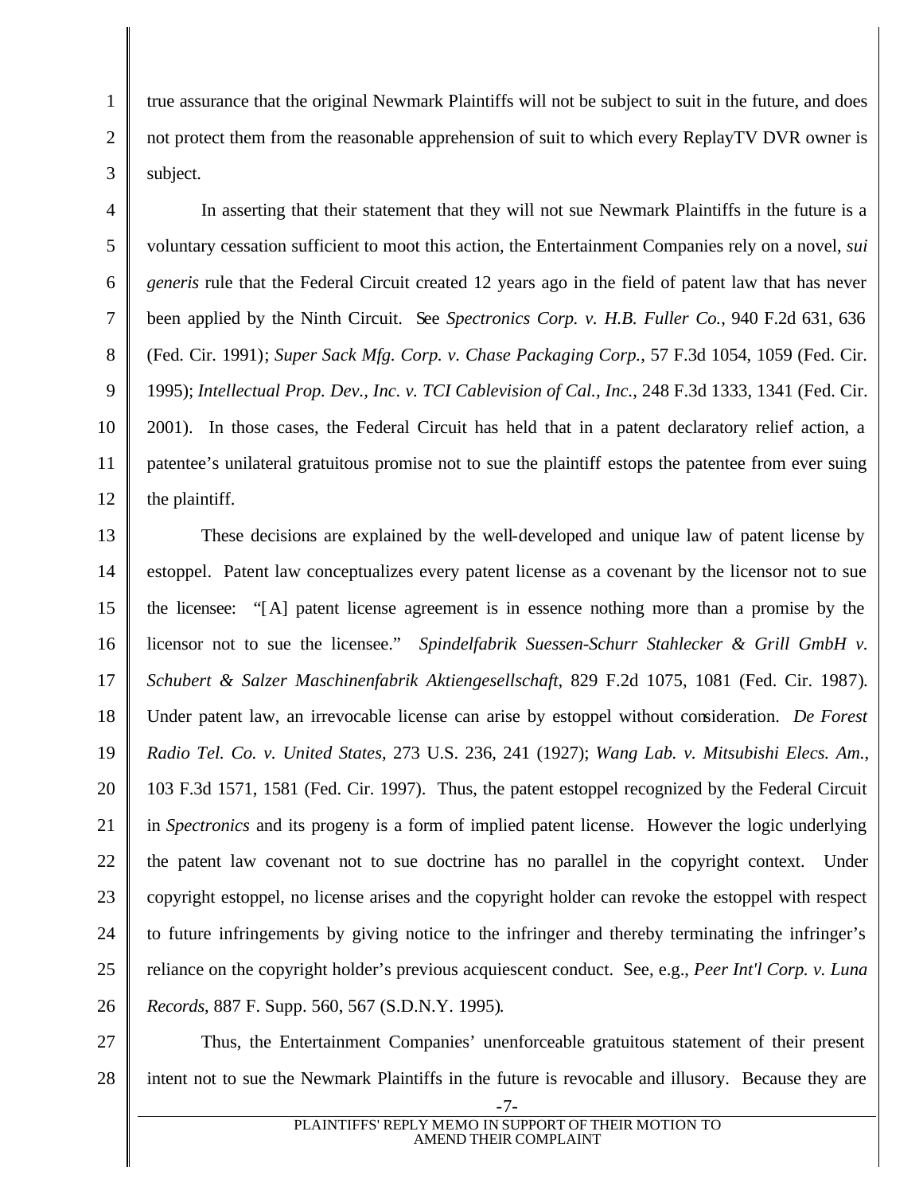true assurance that the original Newmark Plaintiffs will not be subject to suit in the future, and does not protect them from the reasonable apprehension of suit to which every ReplayTV DVR owner is subject.

In asserting that their statement that they will not sue Newmark Plaintiffs in the future is a voluntary cessation sufficient to moot this action, the Entertainment Companies rely on a novel, *sui generis* rule that the Federal Circuit created 12 years ago in the field of patent law that has never been applied by the Ninth Circuit. See *Spectronics Corp. v. H.B. Fuller Co.*, 940 F.2d 631, 636 (Fed. Cir. 1991); *Super Sack Mfg. Corp. v. Chase Packaging Corp.*, 57 F.3d 1054, 1059 (Fed. Cir. 1995); *Intellectual Prop. Dev., Inc. v. TCI Cablevision of Cal., Inc.*, 248 F.3d 1333, 1341 (Fed. Cir. 2001). In those cases, the Federal Circuit has held that in a patent declaratory relief action, a patentee's unilateral gratuitous promise not to sue the plaintiff estops the patentee from ever suing the plaintiff.

These decisions are explained by the well-developed and unique law of patent license by estoppel. Patent law conceptualizes every patent license as a covenant by the licensor not to sue the licensee: "[A] patent license agreement is in essence nothing more than a promise by the licensor not to sue the licensee." *Spindelfabrik Suessen-Schurr Stahlecker & Grill GmbH v. Schubert & Salzer Maschinenfabrik Aktiengesellschaft*, 829 F.2d 1075, 1081 (Fed. Cir. 1987). Under patent law, an irrevocable license can arise by estoppel without consideration. *De Forest Radio Tel. Co. v. United States*, 273 U.S. 236, 241 (1927); *Wang Lab. v. Mitsubishi Elecs. Am.*, 103 F.3d 1571, 1581 (Fed. Cir. 1997). Thus, the patent estoppel recognized by the Federal Circuit in *Spectronics* and its progeny is a form of implied patent license. However the logic underlying the patent law covenant not to sue doctrine has no parallel in the copyright context. Under copyright estoppel, no license arises and the copyright holder can revoke the estoppel with respect to future infringements by giving notice to the infringer and thereby terminating the infringer's reliance on the copyright holder's previous acquiescent conduct. See, e.g., *Peer Int'l Corp. v. Luna Records*, 887 F. Supp. 560, 567 (S.D.N.Y. 1995).

Thus, the Entertainment Companies' unenforceable gratuitous statement of their present intent not to sue the Newmark Plaintiffs in the future is revocable and illusory. Because they are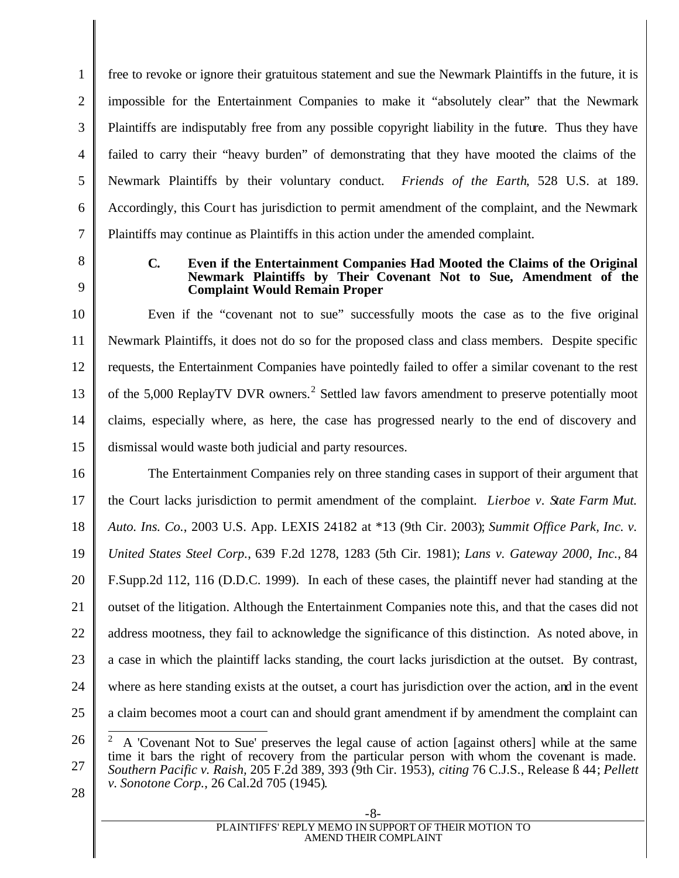free to revoke or ignore their gratuitous statement and sue the Newmark Plaintiffs in the future, it is impossible for the Entertainment Companies to make it "absolutely clear" that the Newmark Plaintiffs are indisputably free from any possible copyright liability in the future. Thus they have failed to carry their "heavy burden" of demonstrating that they have mooted the claims of the Newmark Plaintiffs by their voluntary conduct. *Friends of the Earth*, 528 U.S. at 189. Accordingly, this Court has jurisdiction to permit amendment of the complaint, and the Newmark Plaintiffs may continue as Plaintiffs in this action under the amended complaint.

### C. Even if the Entertainment Companies Had Mooted the Claims of the Original Newmark Plaintiffs by Their Covenant Not to Sue, Amendment of the Complaint Would Remain Proper

Even if the "covenant not to sue" successfully moots the case as to the five original Newmark Plaintiffs, it does not do so for the proposed class and class members. Despite specific requests, the Entertainment Companies have pointedly failed to offer a similar covenant to the rest of the 5,000 ReplayTV DVR owners.[2] Settled law favors amendment to preserve potentially moot claims, especially where, as here, the case has progressed nearly to the end of discovery and dismissal would waste both judicial and party resources.

The Entertainment Companies rely on three standing cases in support of their argument that the Court lacks jurisdiction to permit amendment of the complaint. *Lierboe v. State Farm Mut. Auto. Ins. Co.*, 2003 U.S. App. LEXIS 24182 at *13 (9th Cir. 2003); *Summit Office Park, Inc. v. United States Steel Corp.*, 639 F.2d 1278, 1283 (5th Cir. 1981); *Lans v. Gateway 2000, Inc.*, 84 F.Supp.2d 112, 116 (D.D.C. 1999). In each of these cases, the plaintiff never had standing at the outset of the litigation. Although the Entertainment Companies note this, and that the cases did not address mootness, they fail to acknowledge the significance of this distinction. As noted above, in a case in which the plaintiff lacks standing, the court lacks jurisdiction at the outset. By contrast, where as here standing exists at the outset, a court has jurisdiction over the action, and in the event a claim becomes moot a court can and should grant amendment if by amendment the complaint can

---

[2] A 'Covenant Not to Sue' preserves the legal cause of action [against others] while at the same time it bars the right of recovery from the particular person with whom the covenant is made. *Southern Pacific v. Raish*, 205 F.2d 389, 393 (9th Cir. 1953), *citing* 76 C.J.S., Release § 44; *Pellett v. Sonotone Corp.*, 26 Cal.2d 705 (1945).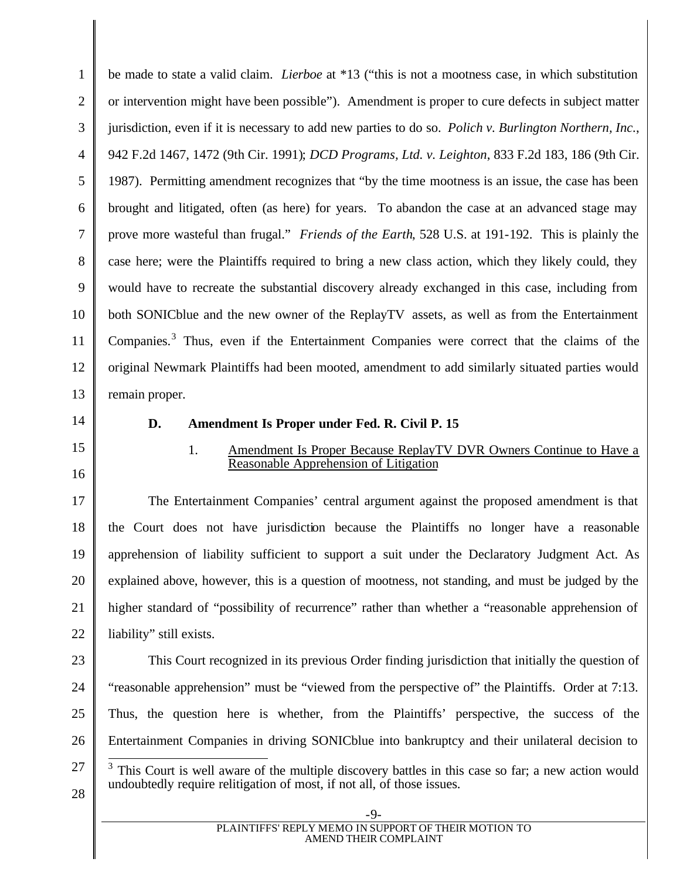be made to state a valid claim. *Lierboe* at *13 ("this is not a mootness case, in which substitution or intervention might have been possible"). Amendment is proper to cure defects in subject matter jurisdiction, even if it is necessary to add new parties to do so. *Polich v. Burlington Northern, Inc.*, 942 F.2d 1467, 1472 (9th Cir. 1991); *DCD Programs, Ltd. v. Leighton*, 833 F.2d 183, 186 (9th Cir. 1987). Permitting amendment recognizes that "by the time mootness is an issue, the case has been brought and litigated, often (as here) for years. To abandon the case at an advanced stage may prove more wasteful than frugal." *Friends of the Earth*, 528 U.S. at 191-192. This is plainly the case here; were the Plaintiffs required to bring a new class action, which they likely could, they would have to recreate the substantial discovery already exchanged in this case, including from both SONICblue and the new owner of the ReplayTV assets, as well as from the Entertainment Companies.[3] Thus, even if the Entertainment Companies were correct that the claims of the original Newmark Plaintiffs had been mooted, amendment to add similarly situated parties would remain proper.

### D. Amendment Is Proper under Fed. R. Civil P. 15

#### 1. Amendment Is Proper Because ReplayTV DVR Owners Continue to Have a Reasonable Apprehension of Litigation

The Entertainment Companies' central argument against the proposed amendment is that the Court does not have jurisdiction because the Plaintiffs no longer have a reasonable apprehension of liability sufficient to support a suit under the Declaratory Judgment Act. As explained above, however, this is a question of mootness, not standing, and must be judged by the higher standard of "possibility of recurrence" rather than whether a "reasonable apprehension of liability" still exists.

This Court recognized in its previous Order finding jurisdiction that initially the question of "reasonable apprehension" must be "viewed from the perspective of" the Plaintiffs. Order at 7:13. Thus, the question here is whether, from the Plaintiffs' perspective, the success of the Entertainment Companies in driving SONICblue into bankruptcy and their unilateral decision to

[3] This Court is well aware of the multiple discovery battles in this case so far; a new action would undoubtedly require relitigation of most, if not all, of those issues.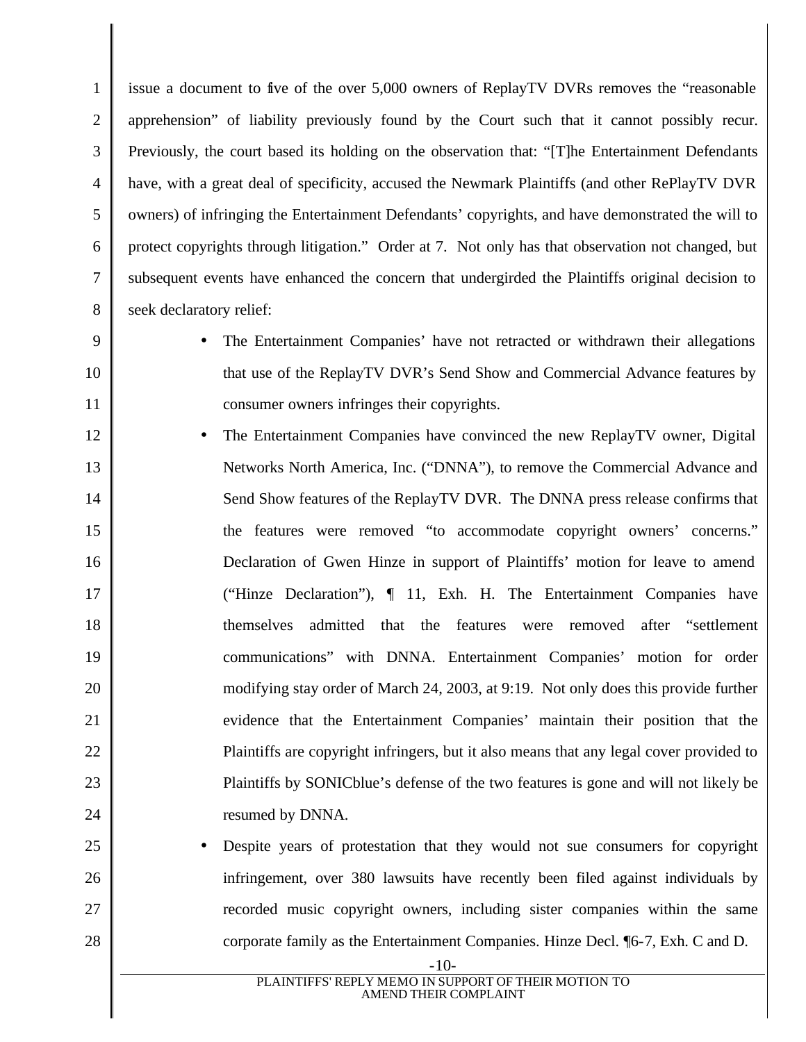issue a document to five of the over 5,000 owners of ReplayTV DVRs removes the "reasonable apprehension" of liability previously found by the Court such that it cannot possibly recur. Previously, the court based its holding on the observation that: "[T]he Entertainment Defendants have, with a great deal of specificity, accused the Newmark Plaintiffs (and other RePlayTV DVR owners) of infringing the Entertainment Defendants' copyrights, and have demonstrated the will to protect copyrights through litigation." Order at 7. Not only has that observation not changed, but subsequent events have enhanced the concern that undergirded the Plaintiffs original decision to seek declaratory relief:

- The Entertainment Companies' have not retracted or withdrawn their allegations that use of the ReplayTV DVR's Send Show and Commercial Advance features by consumer owners infringes their copyrights.
- The Entertainment Companies have convinced the new ReplayTV owner, Digital Networks North America, Inc. ("DNNA"), to remove the Commercial Advance and Send Show features of the ReplayTV DVR. The DNNA press release confirms that the features were removed "to accommodate copyright owners' concerns." Declaration of Gwen Hinze in support of Plaintiffs' motion for leave to amend ("Hinze Declaration"), ¶ 11, Exh. H. The Entertainment Companies have themselves admitted that the features were removed after "settlement communications" with DNNA. Entertainment Companies' motion for order modifying stay order of March 24, 2003, at 9:19. Not only does this provide further evidence that the Entertainment Companies' maintain their position that the Plaintiffs are copyright infringers, but it also means that any legal cover provided to Plaintiffs by SONICblue's defense of the two features is gone and will not likely be resumed by DNNA.
- Despite years of protestation that they would not sue consumers for copyright infringement, over 380 lawsuits have recently been filed against individuals by recorded music copyright owners, including sister companies within the same corporate family as the Entertainment Companies. Hinze Decl. ¶6-7, Exh. C and D.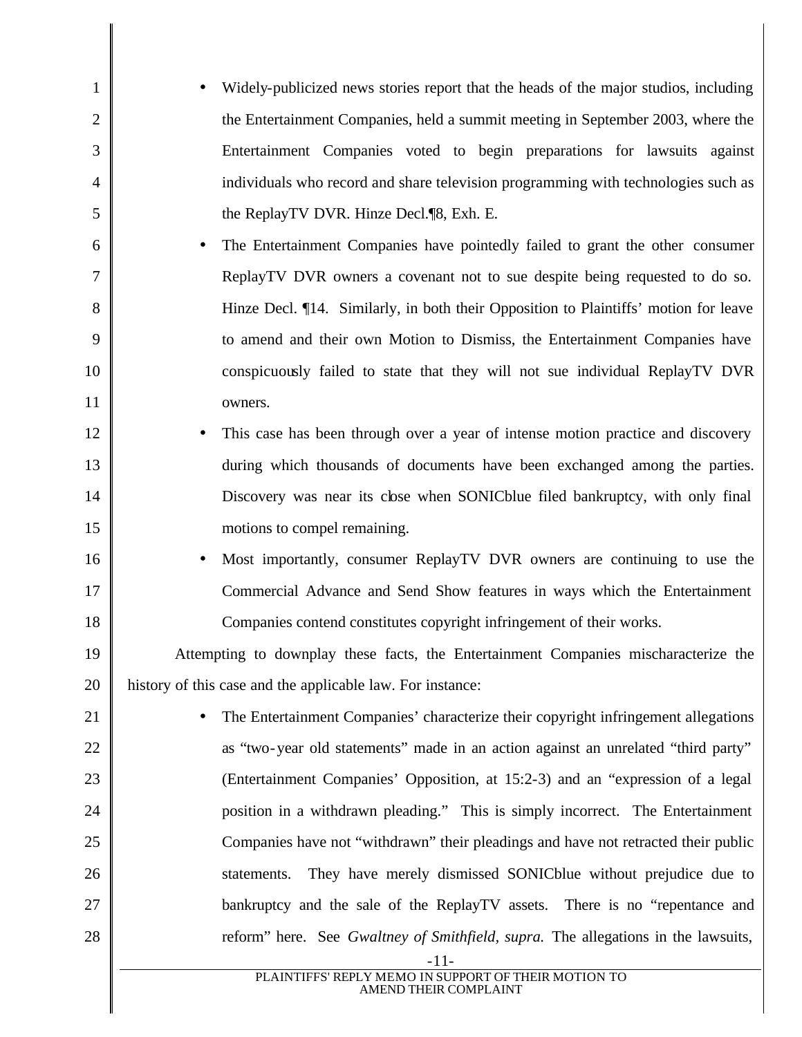- Widely-publicized news stories report that the heads of the major studios, including the Entertainment Companies, held a summit meeting in September 2003, where the Entertainment Companies voted to begin preparations for lawsuits against individuals who record and share television programming with technologies such as the ReplayTV DVR. Hinze Decl.¶8, Exh. E.
- The Entertainment Companies have pointedly failed to grant the other consumer ReplayTV DVR owners a covenant not to sue despite being requested to do so. Hinze Decl. ¶14. Similarly, in both their Opposition to Plaintiffs' motion for leave to amend and their own Motion to Dismiss, the Entertainment Companies have conspicuously failed to state that they will not sue individual ReplayTV DVR owners.
- This case has been through over a year of intense motion practice and discovery during which thousands of documents have been exchanged among the parties. Discovery was near its close when SONICblue filed bankruptcy, with only final motions to compel remaining.
- Most importantly, consumer ReplayTV DVR owners are continuing to use the Commercial Advance and Send Show features in ways which the Entertainment Companies contend constitutes copyright infringement of their works.

Attempting to downplay these facts, the Entertainment Companies mischaracterize the history of this case and the applicable law. For instance:

- The Entertainment Companies' characterize their copyright infringement allegations as "two-year old statements" made in an action against an unrelated "third party" (Entertainment Companies' Opposition, at 15:2-3) and an "expression of a legal position in a withdrawn pleading." This is simply incorrect. The Entertainment Companies have not "withdrawn" their pleadings and have not retracted their public statements. They have merely dismissed SONICblue without prejudice due to bankruptcy and the sale of the ReplayTV assets. There is no "repentance and reform" here. See *Gwaltney of Smithfield, supra.* The allegations in the lawsuits,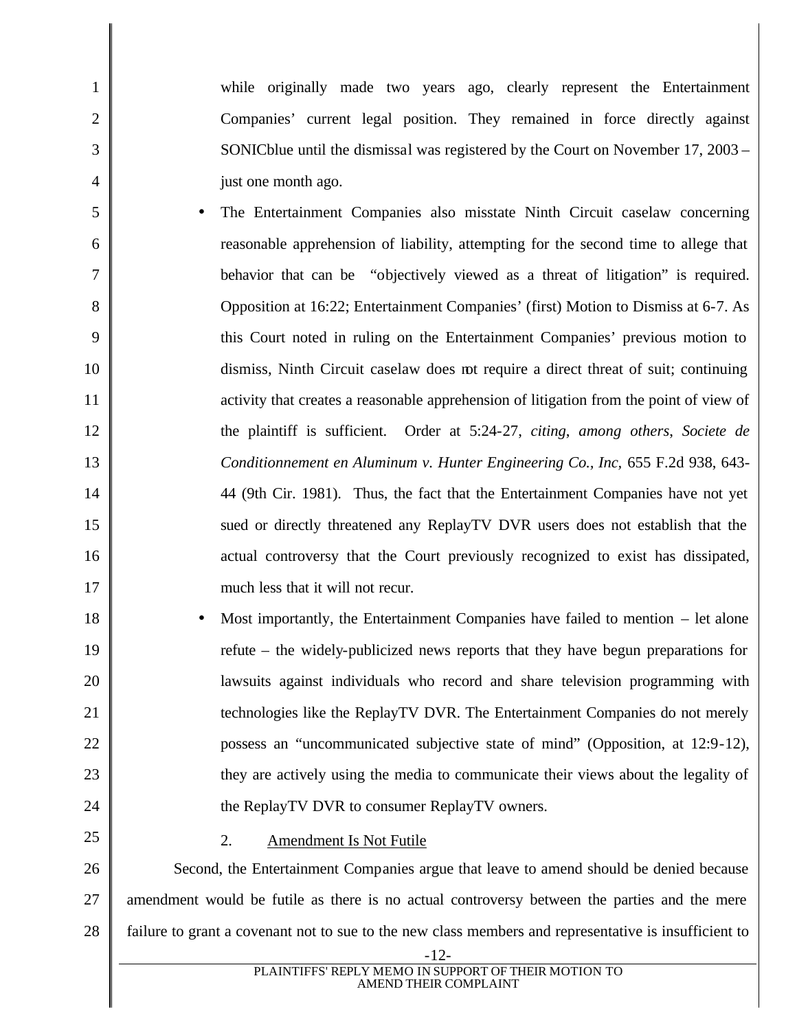while originally made two years ago, clearly represent the Entertainment Companies' current legal position. They remained in force directly against SONICblue until the dismissal was registered by the Court on November 17, 2003 – just one month ago.

- The Entertainment Companies also misstate Ninth Circuit caselaw concerning reasonable apprehension of liability, attempting for the second time to allege that behavior that can be "objectively viewed as a threat of litigation" is required. Opposition at 16:22; Entertainment Companies' (first) Motion to Dismiss at 6-7. As this Court noted in ruling on the Entertainment Companies' previous motion to dismiss, Ninth Circuit caselaw does not require a direct threat of suit; continuing activity that creates a reasonable apprehension of litigation from the point of view of the plaintiff is sufficient. Order at 5:24-27, *citing, among others*, *Societe de Conditionnement en Aluminum v. Hunter Engineering Co., Inc,* 655 F.2d 938, 643-44 (9th Cir. 1981). Thus, the fact that the Entertainment Companies have not yet sued or directly threatened any ReplayTV DVR users does not establish that the actual controversy that the Court previously recognized to exist has dissipated, much less that it will not recur.

- Most importantly, the Entertainment Companies have failed to mention – let alone refute – the widely-publicized news reports that they have begun preparations for lawsuits against individuals who record and share television programming with technologies like the ReplayTV DVR. The Entertainment Companies do not merely possess an "uncommunicated subjective state of mind" (Opposition, at 12:9-12), they are actively using the media to communicate their views about the legality of the ReplayTV DVR to consumer ReplayTV owners.

2. <u>Amendment Is Not Futile</u>

Second, the Entertainment Companies argue that leave to amend should be denied because amendment would be futile as there is no actual controversy between the parties and the mere failure to grant a covenant not to sue to the new class members and representative is insufficient to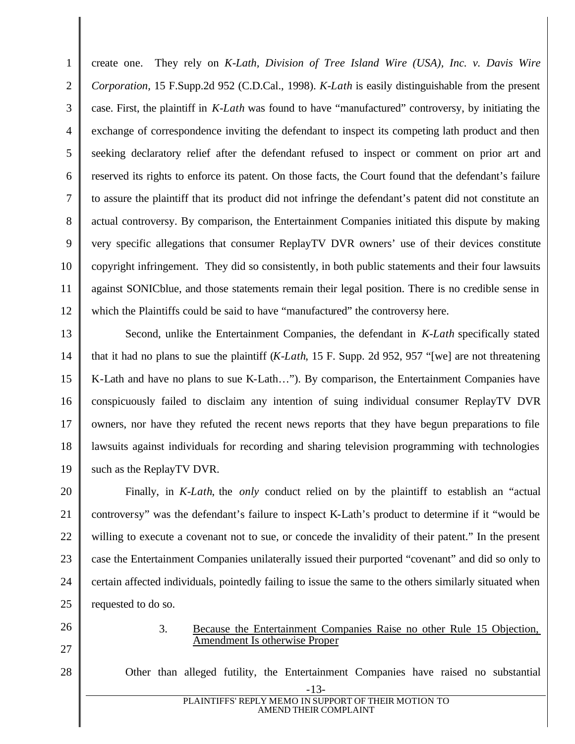create one. They rely on *K-Lath, Division of Tree Island Wire (USA), Inc. v. Davis Wire Corporation*, 15 F.Supp.2d 952 (C.D.Cal., 1998). *K-Lath* is easily distinguishable from the present case. First, the plaintiff in *K-Lath* was found to have "manufactured" controversy, by initiating the exchange of correspondence inviting the defendant to inspect its competing lath product and then seeking declaratory relief after the defendant refused to inspect or comment on prior art and reserved its rights to enforce its patent. On those facts, the Court found that the defendant's failure to assure the plaintiff that its product did not infringe the defendant's patent did not constitute an actual controversy. By comparison, the Entertainment Companies initiated this dispute by making very specific allegations that consumer ReplayTV DVR owners' use of their devices constitute copyright infringement. They did so consistently, in both public statements and their four lawsuits against SONICblue, and those statements remain their legal position. There is no credible sense in which the Plaintiffs could be said to have "manufactured" the controversy here.

Second, unlike the Entertainment Companies, the defendant in *K-Lath* specifically stated that it had no plans to sue the plaintiff (*K-Lath*, 15 F. Supp. 2d 952, 957 "[we] are not threatening K-Lath and have no plans to sue K-Lath…"). By comparison, the Entertainment Companies have conspicuously failed to disclaim any intention of suing individual consumer ReplayTV DVR owners, nor have they refuted the recent news reports that they have begun preparations to file lawsuits against individuals for recording and sharing television programming with technologies such as the ReplayTV DVR.

Finally, in *K-Lath*, the *only* conduct relied on by the plaintiff to establish an "actual controversy" was the defendant's failure to inspect K-Lath's product to determine if it "would be willing to execute a covenant not to sue, or concede the invalidity of their patent." In the present case the Entertainment Companies unilaterally issued their purported "covenant" and did so only to certain affected individuals, pointedly failing to issue the same to the others similarly situated when requested to do so.

### 3. Because the Entertainment Companies Raise no other Rule 15 Objection, Amendment Is otherwise Proper

Other than alleged futility, the Entertainment Companies have raised no substantial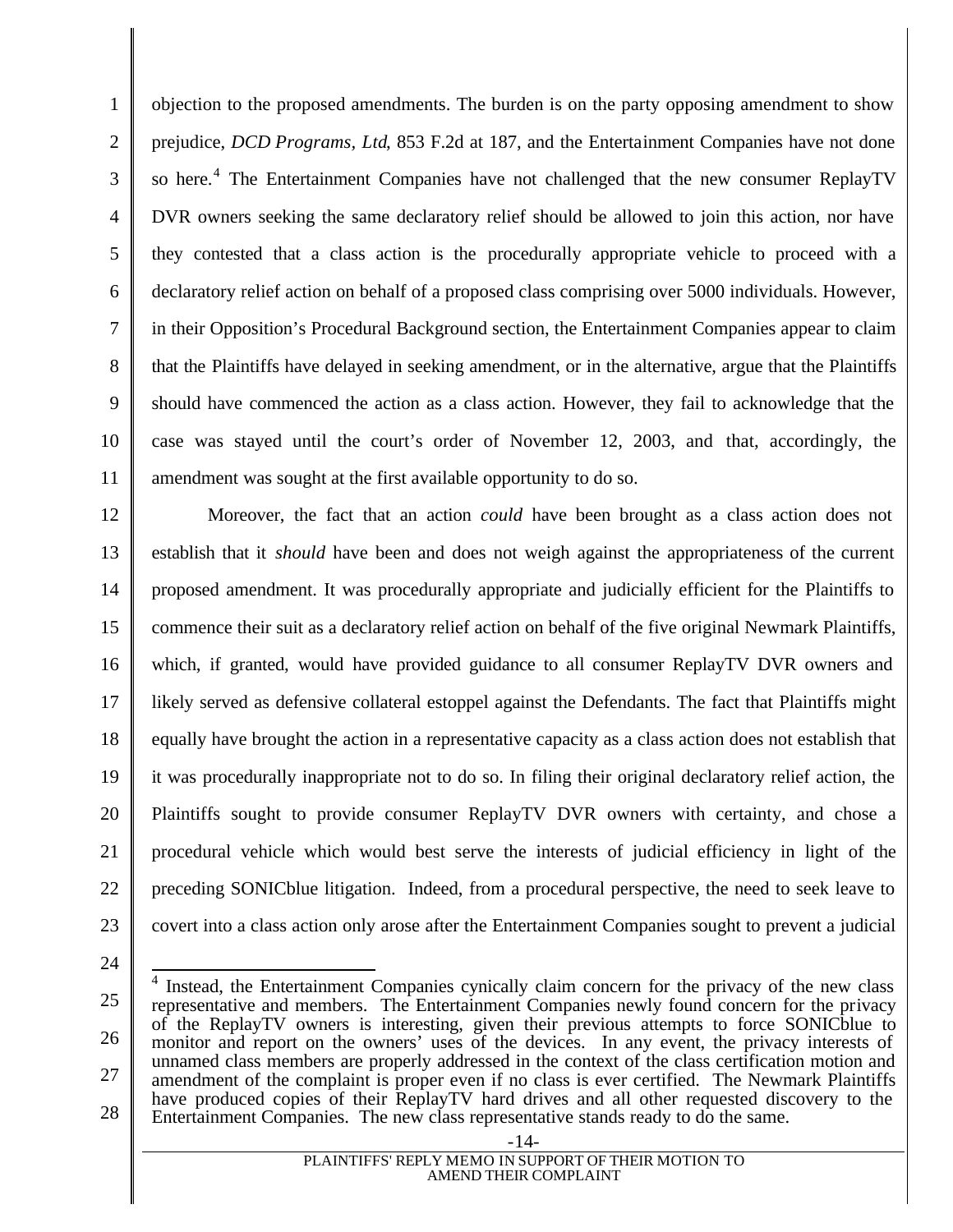objection to the proposed amendments. The burden is on the party opposing amendment to show prejudice, *DCD Programs, Ltd*, 853 F.2d at 187, and the Entertainment Companies have not done so here.[4] The Entertainment Companies have not challenged that the new consumer ReplayTV DVR owners seeking the same declaratory relief should be allowed to join this action, nor have they contested that a class action is the procedurally appropriate vehicle to proceed with a declaratory relief action on behalf of a proposed class comprising over 5000 individuals. However, in their Opposition's Procedural Background section, the Entertainment Companies appear to claim that the Plaintiffs have delayed in seeking amendment, or in the alternative, argue that the Plaintiffs should have commenced the action as a class action. However, they fail to acknowledge that the case was stayed until the court's order of November 12, 2003, and that, accordingly, the amendment was sought at the first available opportunity to do so.

Moreover, the fact that an action *could* have been brought as a class action does not establish that it *should* have been and does not weigh against the appropriateness of the current proposed amendment. It was procedurally appropriate and judicially efficient for the Plaintiffs to commence their suit as a declaratory relief action on behalf of the five original Newmark Plaintiffs, which, if granted, would have provided guidance to all consumer ReplayTV DVR owners and likely served as defensive collateral estoppel against the Defendants. The fact that Plaintiffs might equally have brought the action in a representative capacity as a class action does not establish that it was procedurally inappropriate not to do so. In filing their original declaratory relief action, the Plaintiffs sought to provide consumer ReplayTV DVR owners with certainty, and chose a procedural vehicle which would best serve the interests of judicial efficiency in light of the preceding SONICblue litigation. Indeed, from a procedural perspective, the need to seek leave to covert into a class action only arose after the Entertainment Companies sought to prevent a judicial

---

[4] Instead, the Entertainment Companies cynically claim concern for the privacy of the new class representative and members. The Entertainment Companies newly found concern for the privacy of the ReplayTV owners is interesting, given their previous attempts to force SONICblue to monitor and report on the owners' uses of the devices. In any event, the privacy interests of unnamed class members are properly addressed in the context of the class certification motion and amendment of the complaint is proper even if no class is ever certified. The Newmark Plaintiffs have produced copies of their ReplayTV hard drives and all other requested discovery to the Entertainment Companies. The new class representative stands ready to do the same.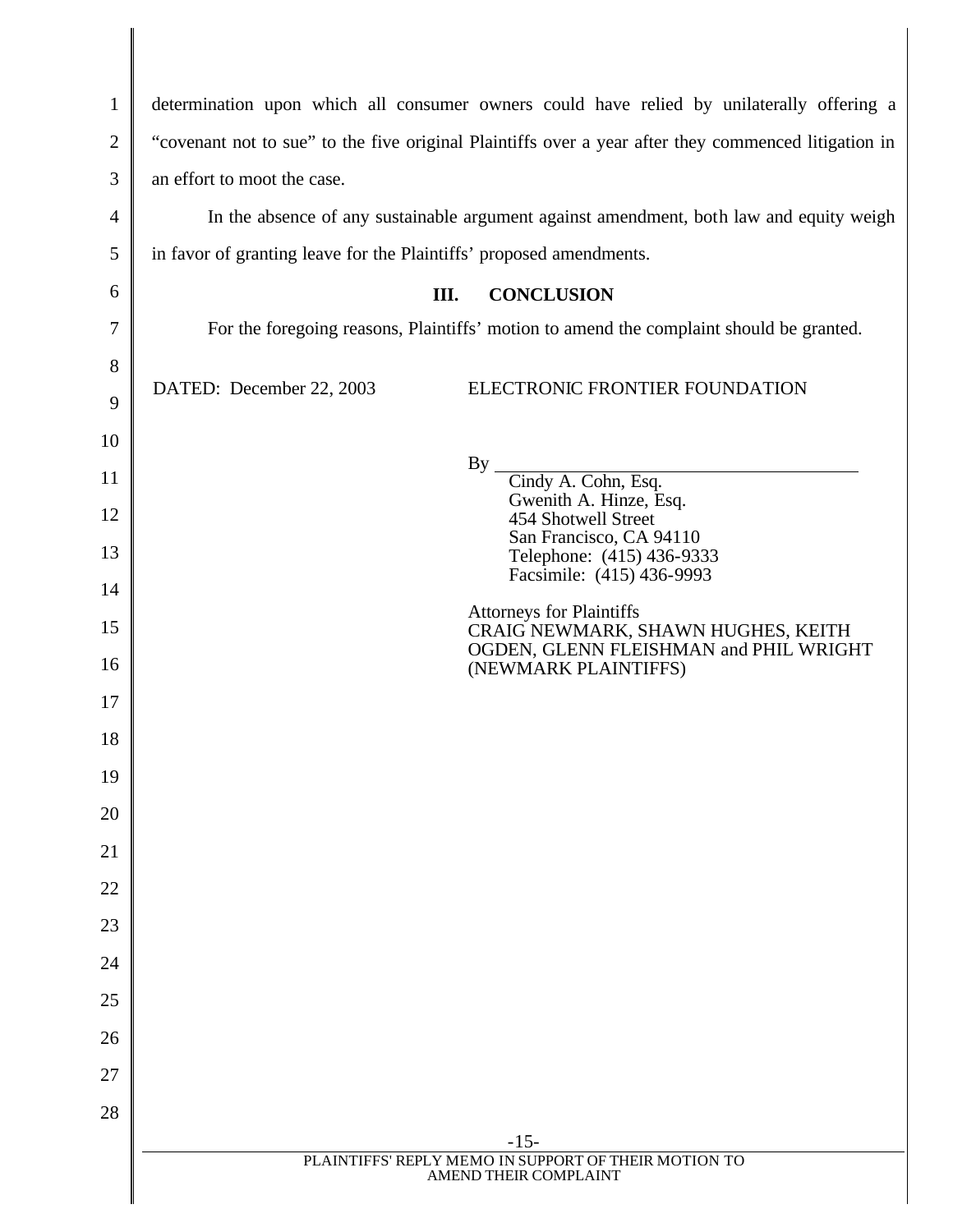determination upon which all consumer owners could have relied by unilaterally offering a "covenant not to sue" to the five original Plaintiffs over a year after they commenced litigation in an effort to moot the case.

In the absence of any sustainable argument against amendment, both law and equity weigh in favor of granting leave for the Plaintiffs' proposed amendments.

## III. CONCLUSION

For the foregoing reasons, Plaintiffs' motion to amend the complaint should be granted.

DATED: December 22, 2003

ELECTRONIC FRONTIER FOUNDATION

By ______________________________

Cindy A. Cohn, Esq.
Gwenith A. Hinze, Esq.
454 Shotwell Street
San Francisco, CA 94110
Telephone: (415) 436-9333
Facsimile: (415) 436-9993

Attorneys for Plaintiffs
CRAIG NEWMARK, SHAWN HUGHES, KEITH OGDEN, GLENN FLEISHMAN and PHIL WRIGHT (NEWMARK PLAINTIFFS)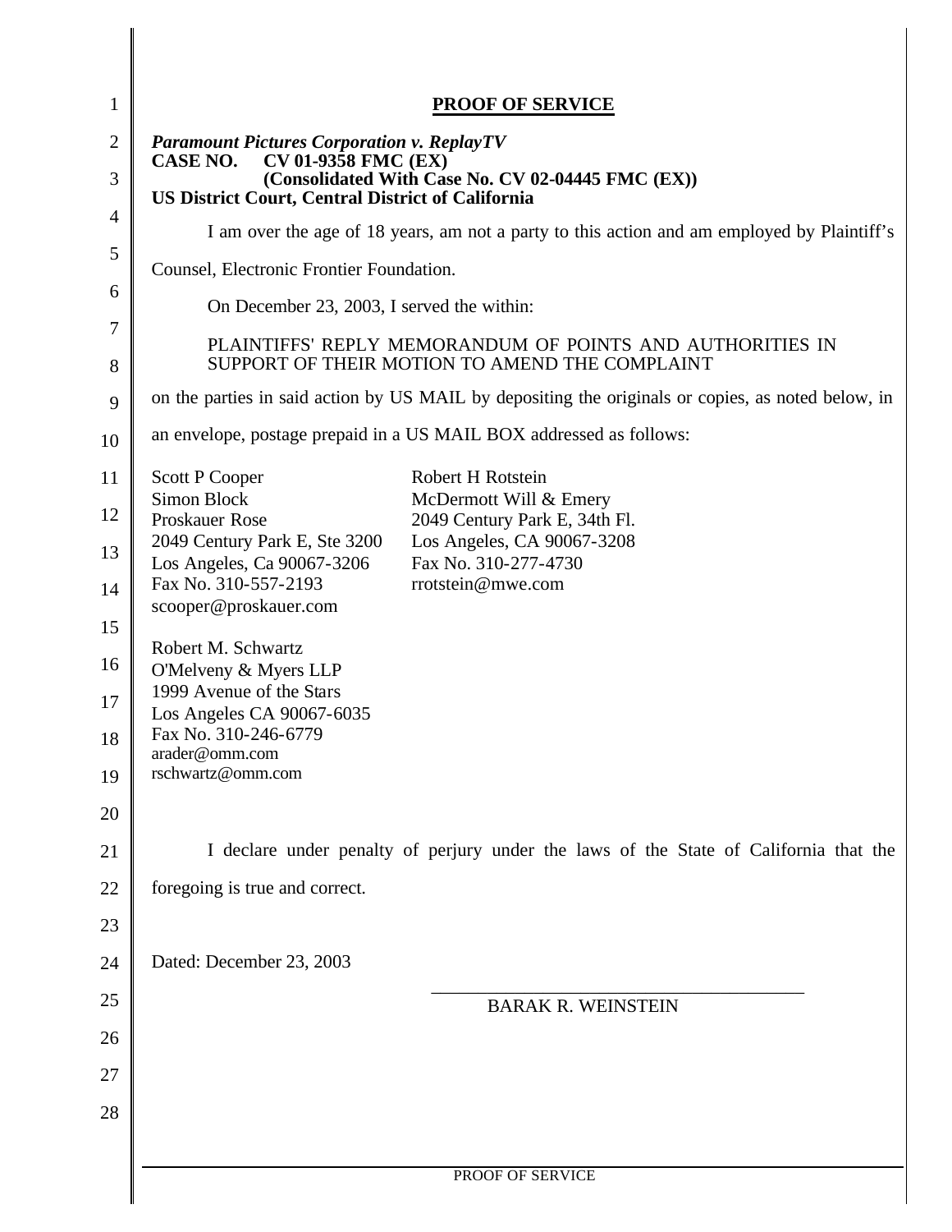# PROOF OF SERVICE

***Paramount Pictures Corporation v. ReplayTV***
**CASE NO. CV 01-9358 FMC (EX)**
**(Consolidated With Case No. CV 02-04445 FMC (EX))**
**US District Court, Central District of California**

I am over the age of 18 years, am not a party to this action and am employed by Plaintiff's Counsel, Electronic Frontier Foundation.

On December 23, 2003, I served the within:

PLAINTIFFS' REPLY MEMORANDUM OF POINTS AND AUTHORITIES IN SUPPORT OF THEIR MOTION TO AMEND THE COMPLAINT

on the parties in said action by US MAIL by depositing the originals or copies, as noted below, in an envelope, postage prepaid in a US MAIL BOX addressed as follows:

Scott P Cooper
Simon Block
Proskauer Rose
2049 Century Park E, Ste 3200
Los Angeles, Ca 90067-3206
Fax No. 310-557-2193
scooper@proskauer.com

Robert H Rotstein
McDermott Will & Emery
2049 Century Park E, 34th Fl.
Los Angeles, CA 90067-3208
Fax No. 310-277-4730
rrotstein@mwe.com

Robert M. Schwartz
O'Melveny & Myers LLP
1999 Avenue of the Stars
Los Angeles CA 90067-6035
Fax No. 310-246-6779
arader@omm.com
rschwartz@omm.com

I declare under penalty of perjury under the laws of the State of California that the foregoing is true and correct.

Dated: December 23, 2003

\_\_\_\_\_\_\_\_\_\_\_\_\_\_\_\_\_\_\_\_\_\_\_\_\_\_\_\_\_\_\_\_\_\_\_\_\_\_\_\_
BARAK R. WEINSTEIN